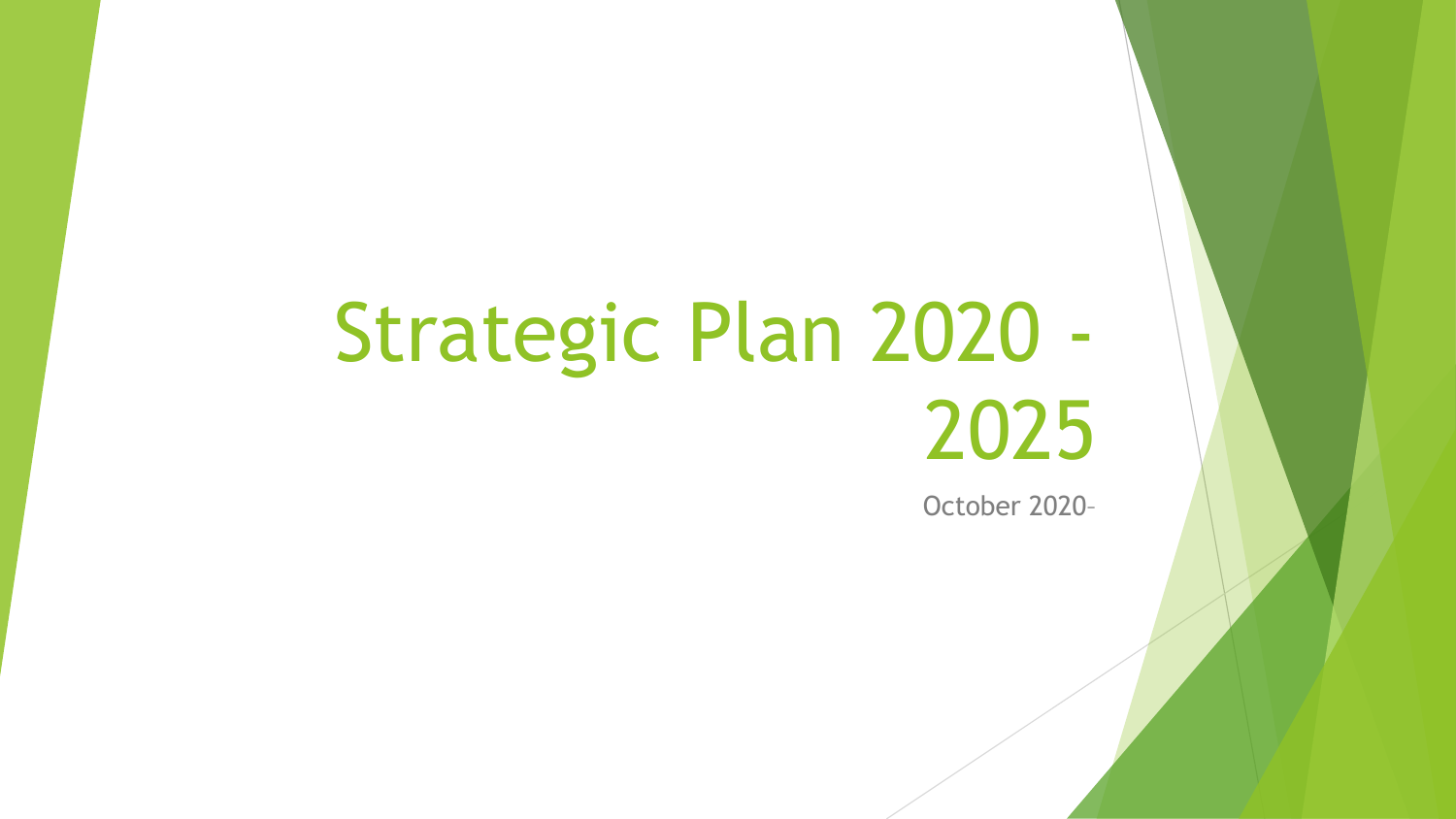# Strategic Plan 2020 - 2025

October 2020-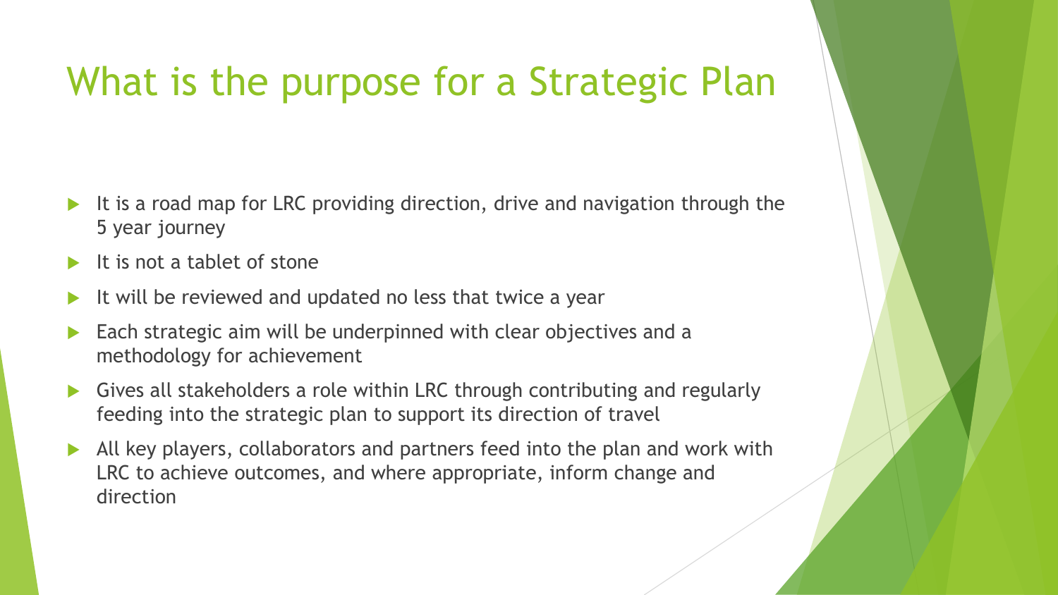# What is the purpose for a Strategic Plan

- It is a road map for LRC providing direction, drive and navigation through the 5 year journey
- It is not a tablet of stone
- It will be reviewed and updated no less that twice a year
- Each strategic aim will be underpinned with clear objectives and a methodology for achievement
- Gives all stakeholders a role within LRC through contributing and regularly feeding into the strategic plan to support its direction of travel
- All key players, collaborators and partners feed into the plan and work with LRC to achieve outcomes, and where appropriate, inform change and direction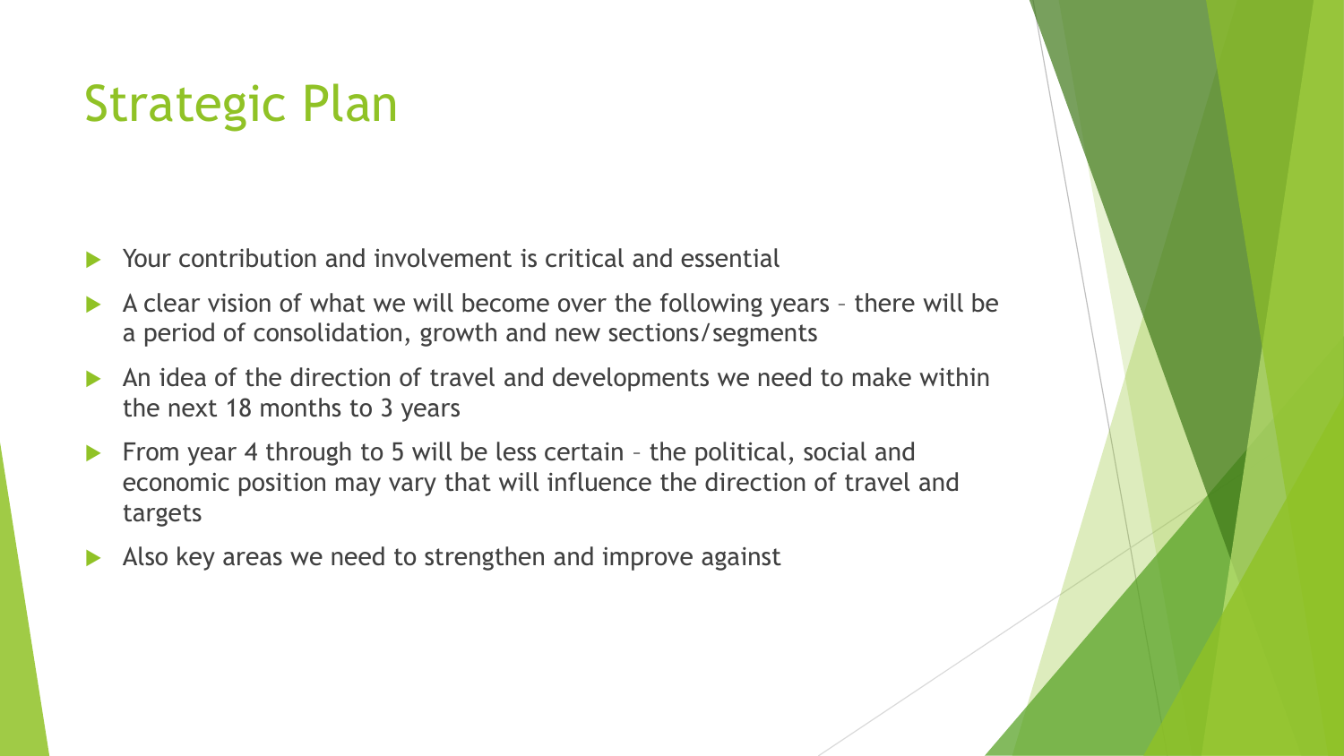# Strategic Plan

- Your contribution and involvement is critical and essential
- A clear vision of what we will become over the following years – there will be a period of consolidation, growth and new sections/segments
- An idea of the direction of travel and developments we need to make within the next 18 months to 3 years
- From year 4 through to 5 will be less certain – the political, social and economic position may vary that will influence the direction of travel and targets
- Also key areas we need to strengthen and improve against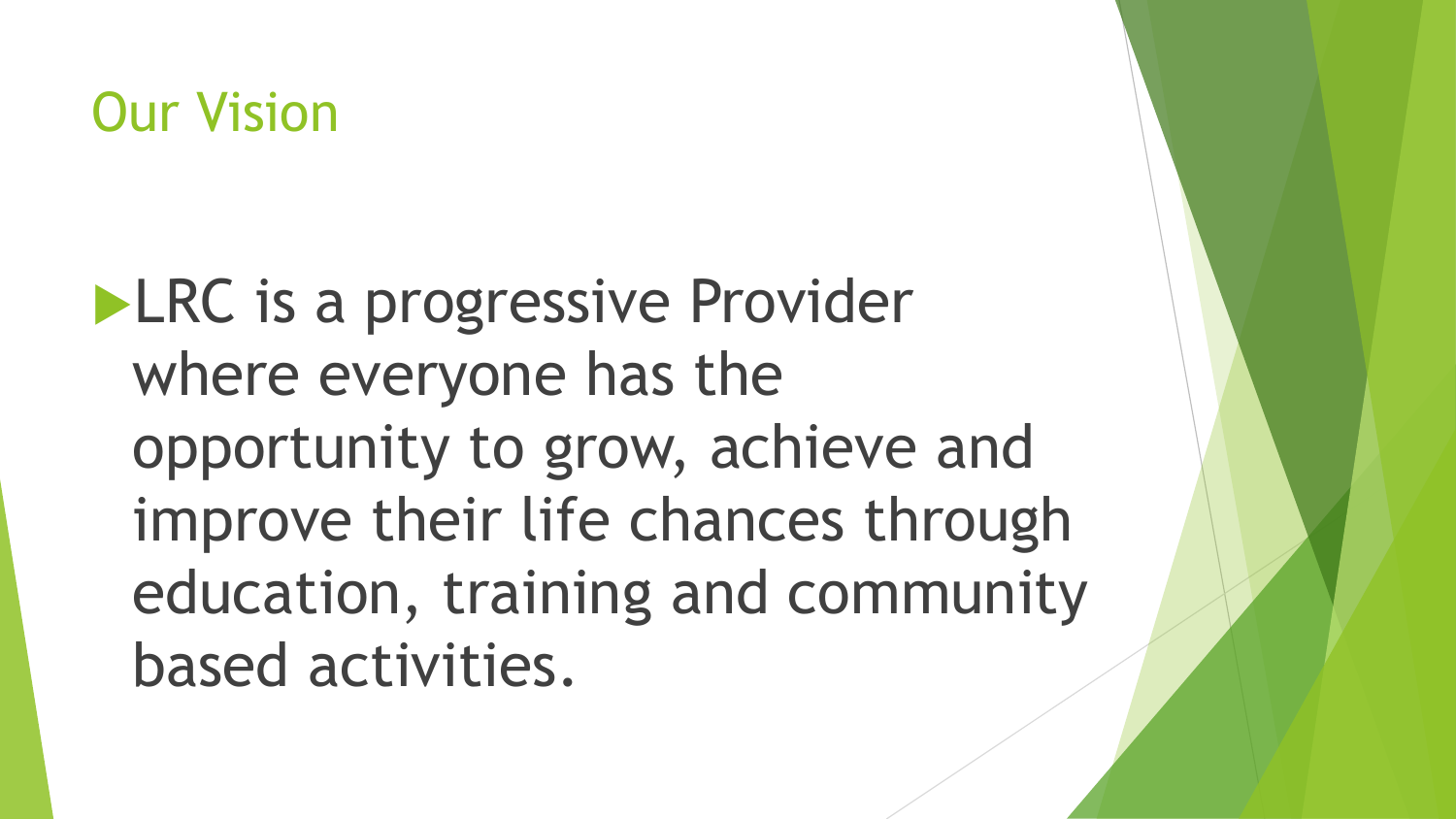## Our Vision

- LRC is a progressive Provider where everyone has the opportunity to grow, achieve and improve their life chances through education, training and community based activities.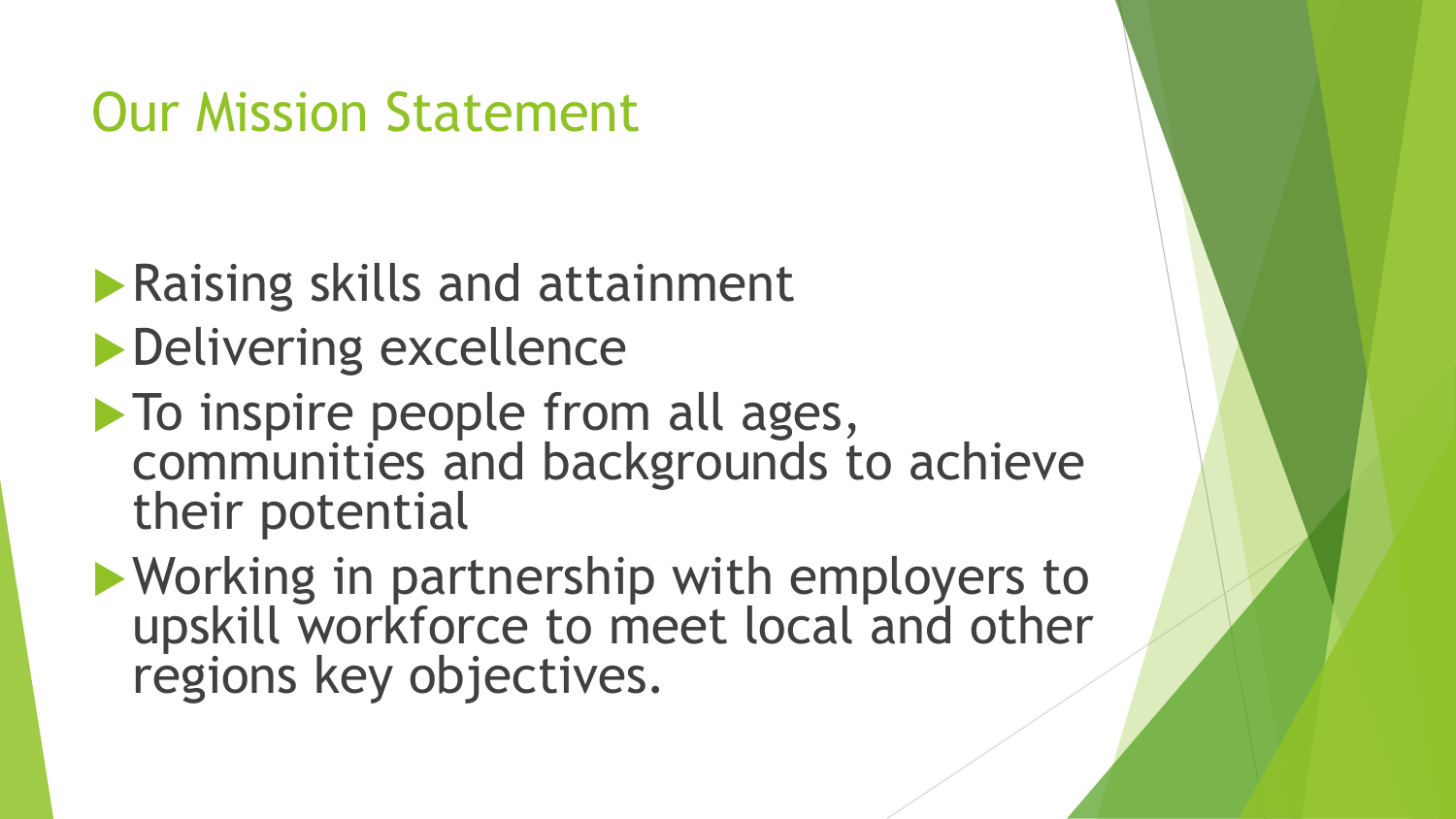# Our Mission Statement

- Raising skills and attainment
- Delivering excellence
- To inspire people from all ages, communities and backgrounds to achieve their potential
- Working in partnership with employers to upskill workforce to meet local and other regions key objectives.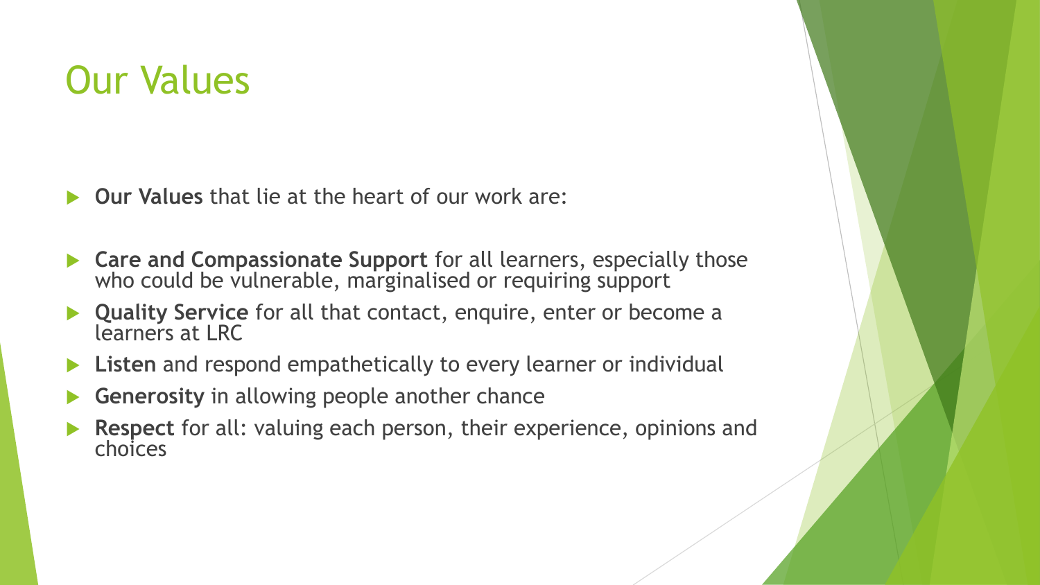# Our Values

- **Our Values** that lie at the heart of our work are:

- **Care and Compassionate Support** for all learners, especially those who could be vulnerable, marginalised or requiring support
- **Quality Service** for all that contact, enquire, enter or become a learners at LRC
- **Listen** and respond empathetically to every learner or individual
- **Generosity** in allowing people another chance
- **Respect** for all: valuing each person, their experience, opinions and choices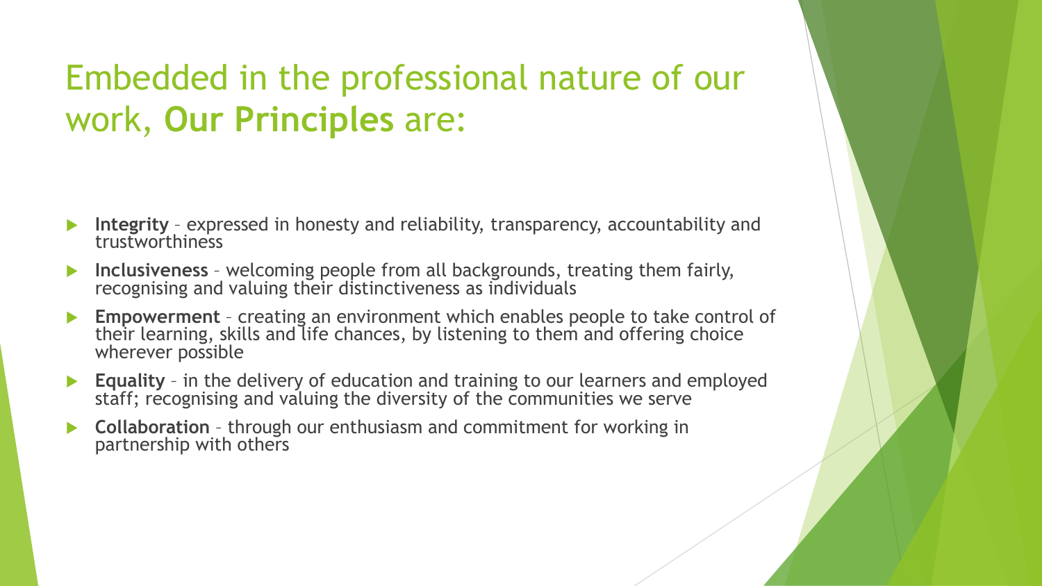# Embedded in the professional nature of our work, **Our Principles** are:

- **Integrity** – expressed in honesty and reliability, transparency, accountability and trustworthiness
- **Inclusiveness** – welcoming people from all backgrounds, treating them fairly, recognising and valuing their distinctiveness as individuals
- **Empowerment** – creating an environment which enables people to take control of their learning, skills and life chances, by listening to them and offering choice wherever possible
- **Equality** – in the delivery of education and training to our learners and employed staff; recognising and valuing the diversity of the communities we serve
- **Collaboration** – through our enthusiasm and commitment for working in partnership with others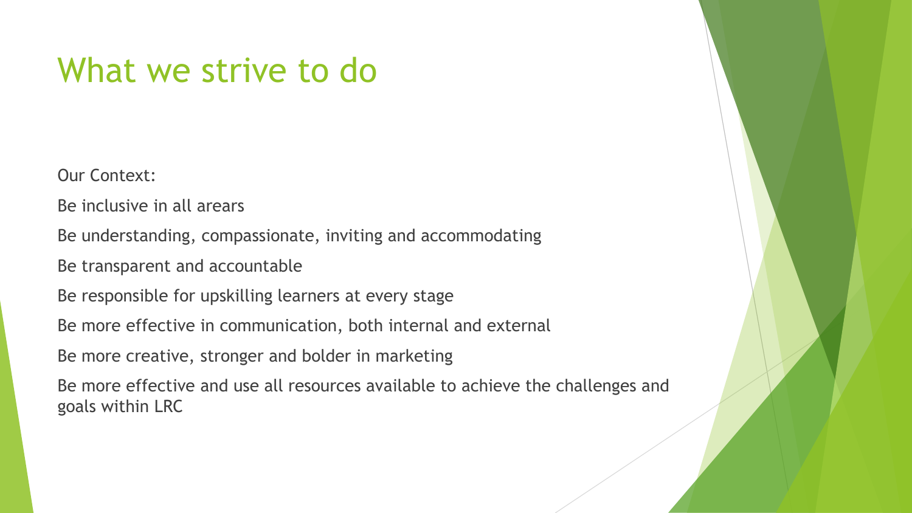# What we strive to do

Our Context:

Be inclusive in all arears

Be understanding, compassionate, inviting and accommodating

Be transparent and accountable

Be responsible for upskilling learners at every stage

Be more effective in communication, both internal and external

Be more creative, stronger and bolder in marketing

Be more effective and use all resources available to achieve the challenges and goals within LRC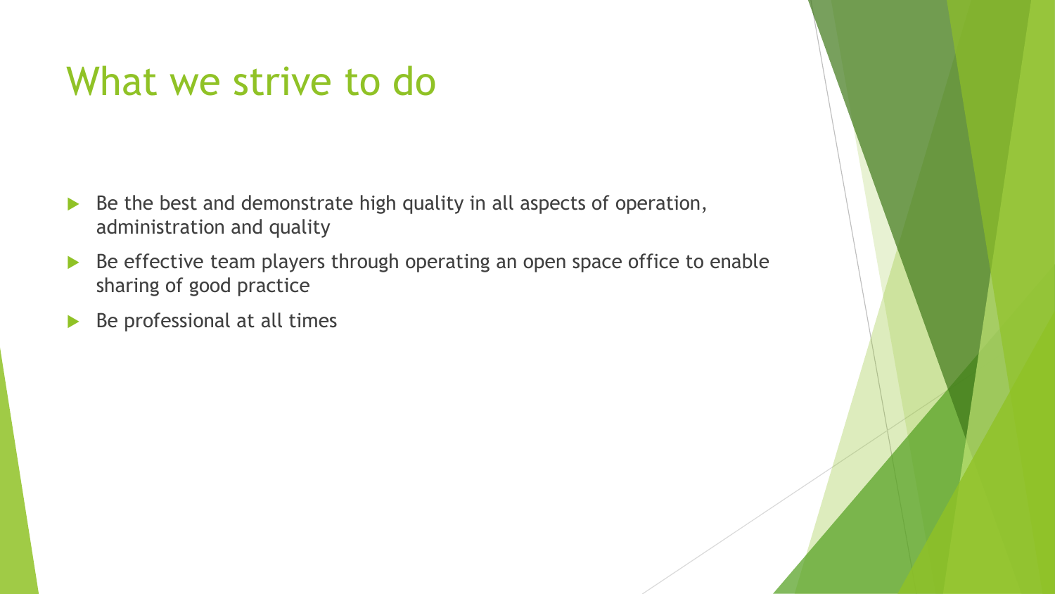# What we strive to do

- Be the best and demonstrate high quality in all aspects of operation, administration and quality
- Be effective team players through operating an open space office to enable sharing of good practice
- Be professional at all times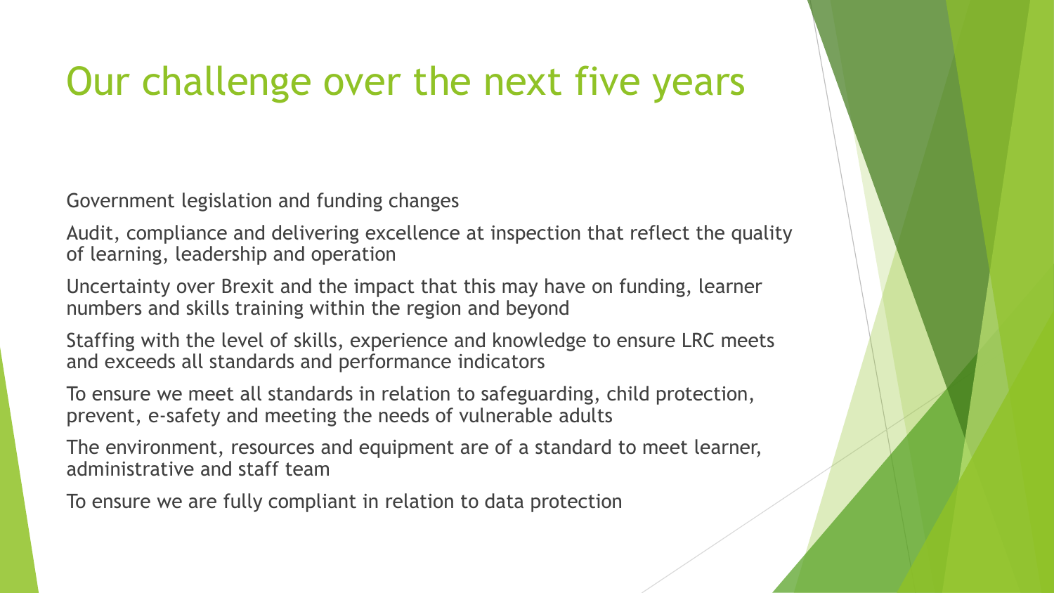# Our challenge over the next five years

Government legislation and funding changes

Audit, compliance and delivering excellence at inspection that reflect the quality of learning, leadership and operation

Uncertainty over Brexit and the impact that this may have on funding, learner numbers and skills training within the region and beyond

Staffing with the level of skills, experience and knowledge to ensure LRC meets and exceeds all standards and performance indicators

To ensure we meet all standards in relation to safeguarding, child protection, prevent, e-safety and meeting the needs of vulnerable adults

The environment, resources and equipment are of a standard to meet learner, administrative and staff team

To ensure we are fully compliant in relation to data protection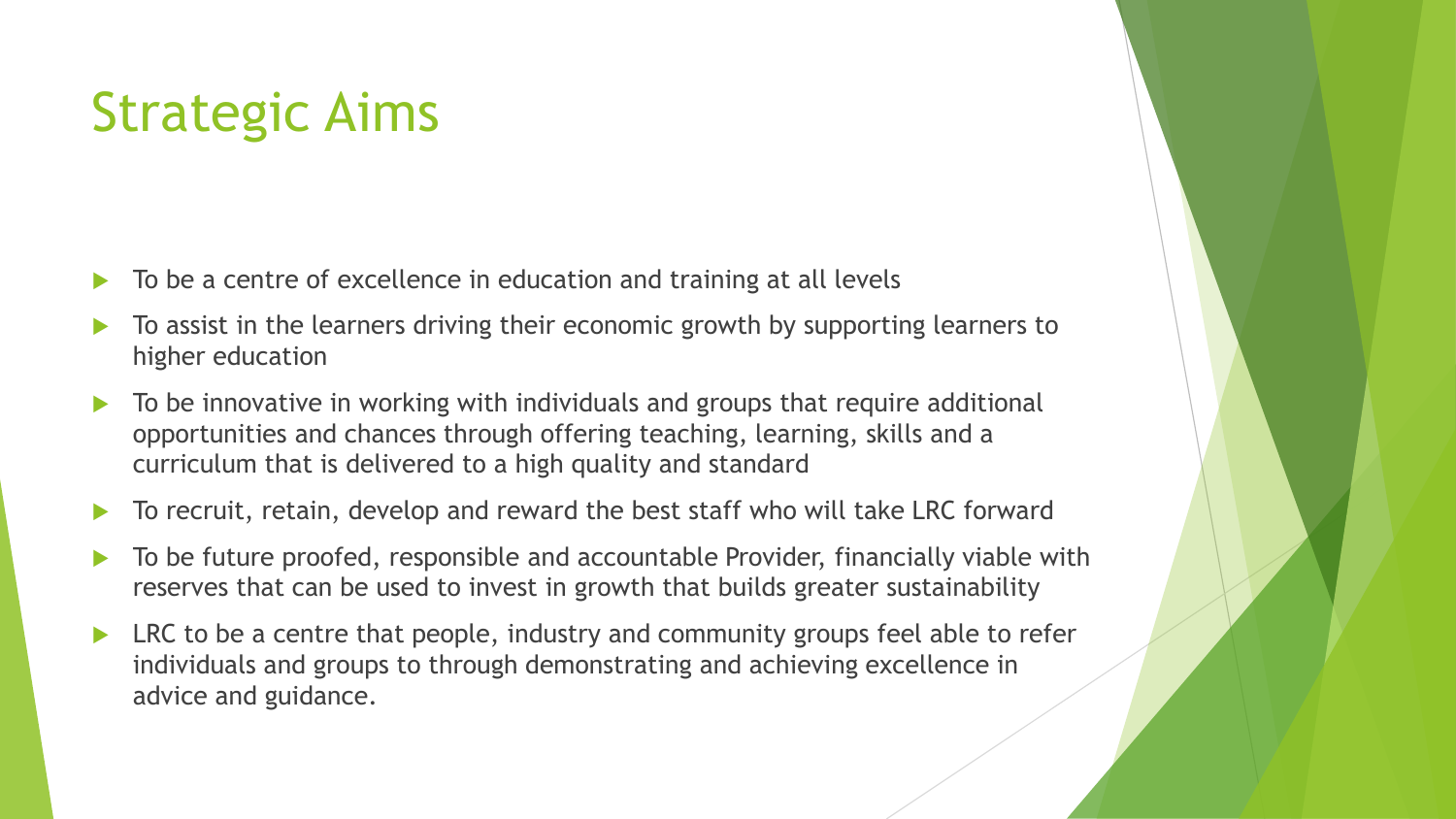# Strategic Aims

- To be a centre of excellence in education and training at all levels
- To assist in the learners driving their economic growth by supporting learners to higher education
- To be innovative in working with individuals and groups that require additional opportunities and chances through offering teaching, learning, skills and a curriculum that is delivered to a high quality and standard
- To recruit, retain, develop and reward the best staff who will take LRC forward
- To be future proofed, responsible and accountable Provider, financially viable with reserves that can be used to invest in growth that builds greater sustainability
- LRC to be a centre that people, industry and community groups feel able to refer individuals and groups to through demonstrating and achieving excellence in advice and guidance.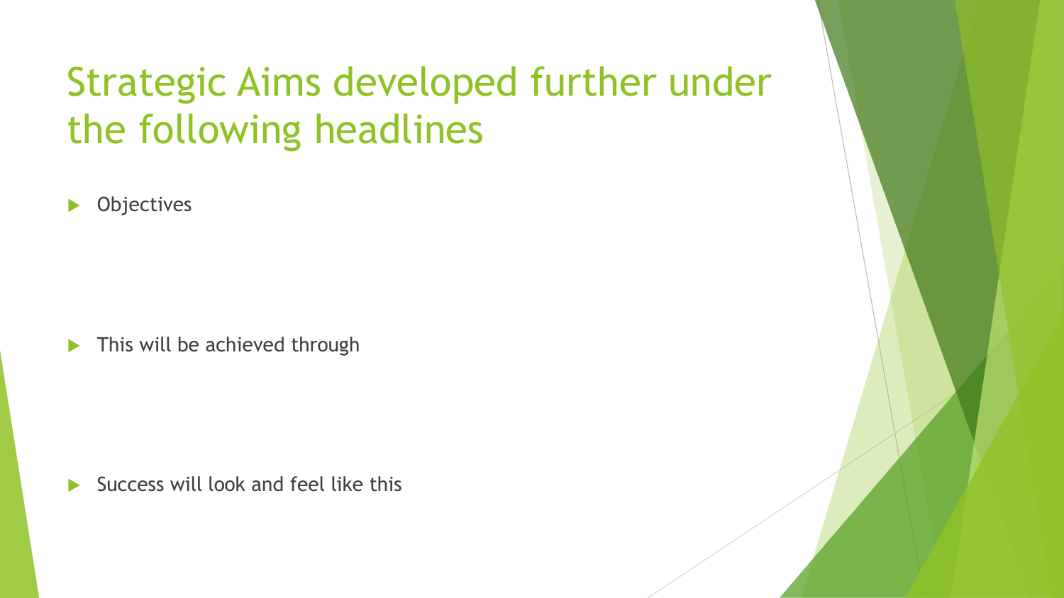# Strategic Aims developed further under the following headlines

- Objectives

- This will be achieved through

- Success will look and feel like this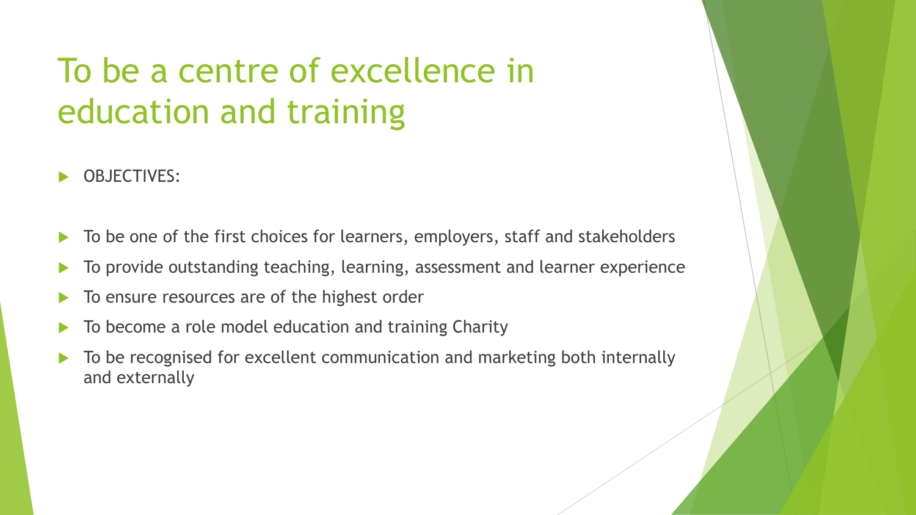# To be a centre of excellence in education and training

- OBJECTIVES:

- To be one of the first choices for learners, employers, staff and stakeholders
- To provide outstanding teaching, learning, assessment and learner experience
- To ensure resources are of the highest order
- To become a role model education and training Charity
- To be recognised for excellent communication and marketing both internally and externally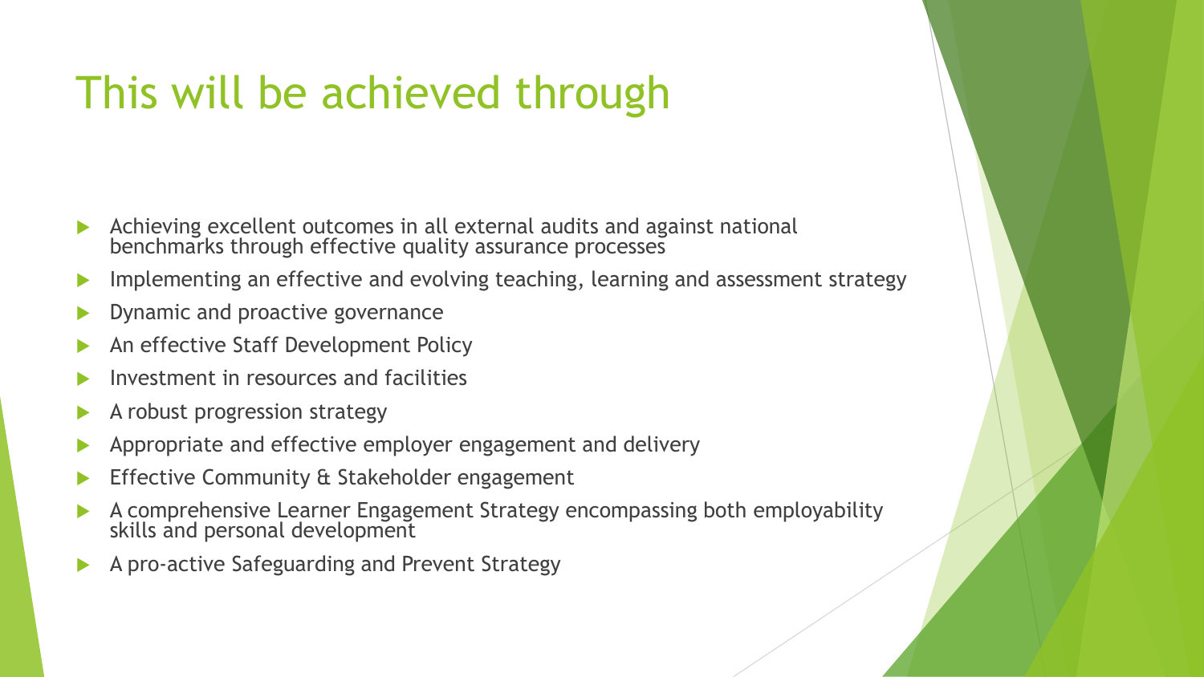# This will be achieved through

- Achieving excellent outcomes in all external audits and against national benchmarks through effective quality assurance processes
- Implementing an effective and evolving teaching, learning and assessment strategy
- Dynamic and proactive governance
- An effective Staff Development Policy
- Investment in resources and facilities
- A robust progression strategy
- Appropriate and effective employer engagement and delivery
- Effective Community & Stakeholder engagement
- A comprehensive Learner Engagement Strategy encompassing both employability skills and personal development
- A pro-active Safeguarding and Prevent Strategy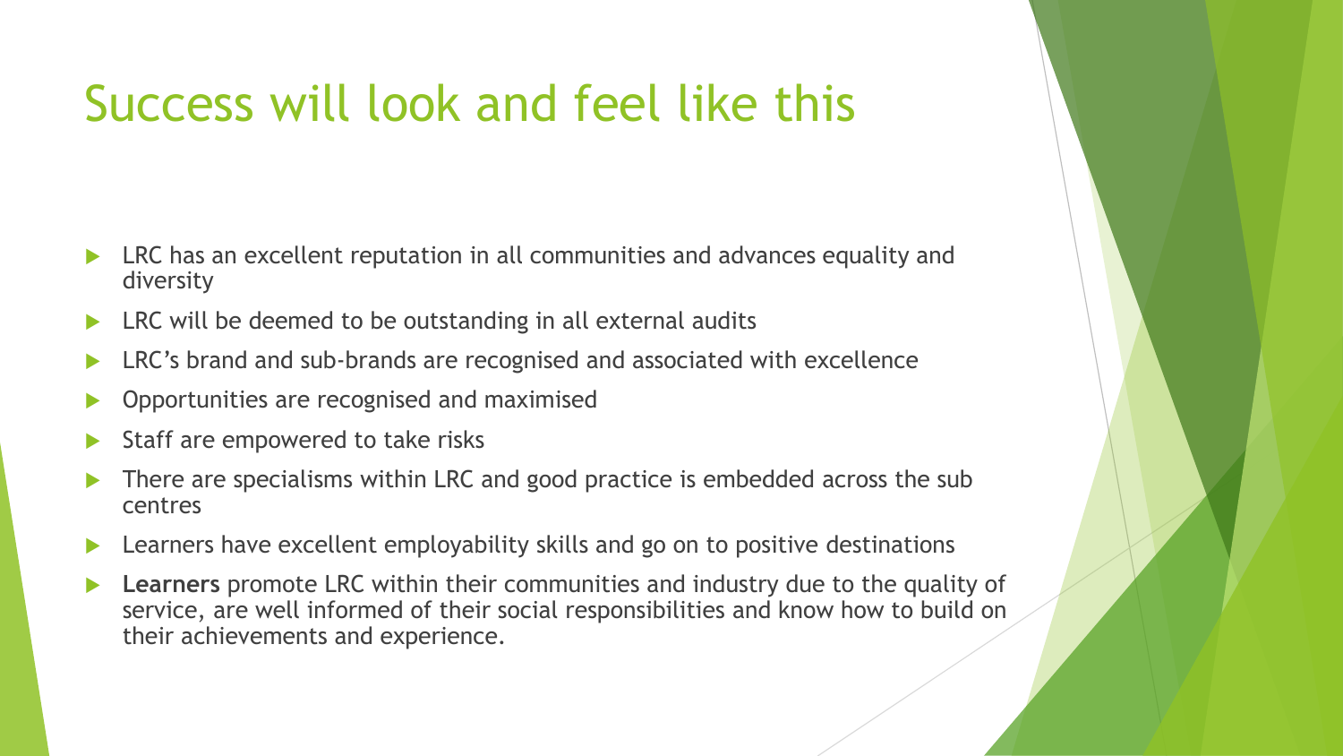# Success will look and feel like this

- LRC has an excellent reputation in all communities and advances equality and diversity
- LRC will be deemed to be outstanding in all external audits
- LRC's brand and sub-brands are recognised and associated with excellence
- Opportunities are recognised and maximised
- Staff are empowered to take risks
- There are specialisms within LRC and good practice is embedded across the sub centres
- Learners have excellent employability skills and go on to positive destinations
- **Learners** promote LRC within their communities and industry due to the quality of service, are well informed of their social responsibilities and know how to build on their achievements and experience.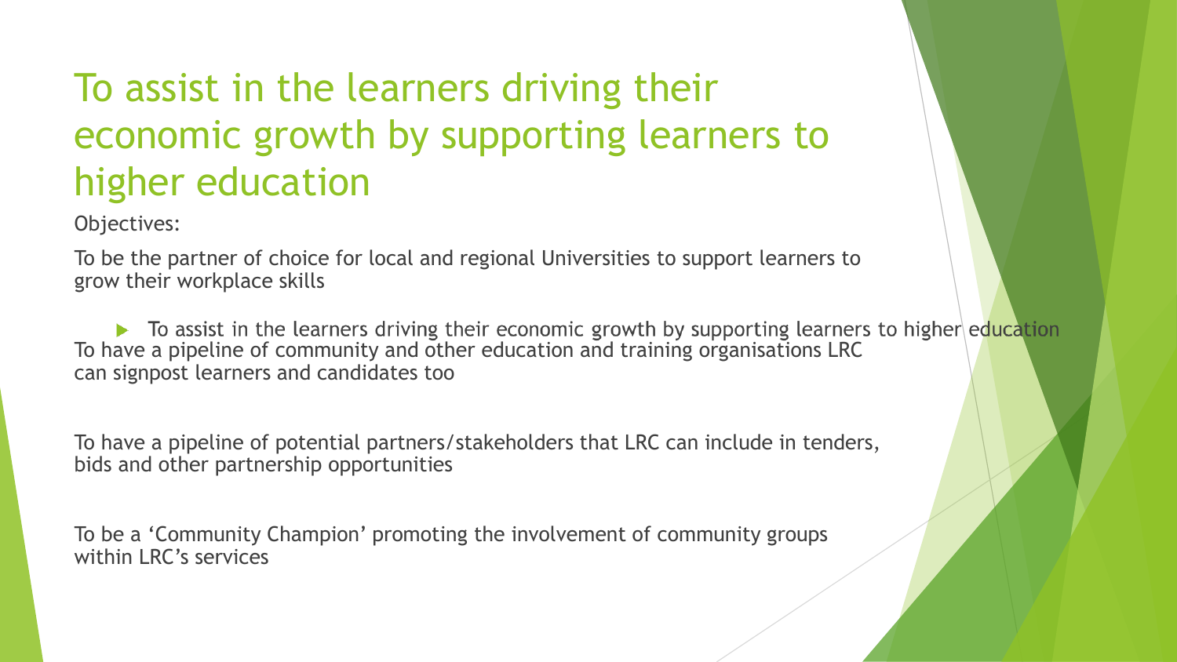# To assist in the learners driving their economic growth by supporting learners to higher education

Objectives:

To be the partner of choice for local and regional Universities to support learners to grow their workplace skills

- To assist in the learners driving their economic growth by supporting learners to higher education

To have a pipeline of community and other education and training organisations LRC can signpost learners and candidates too

To have a pipeline of potential partners/stakeholders that LRC can include in tenders, bids and other partnership opportunities

To be a 'Community Champion' promoting the involvement of community groups within LRC's services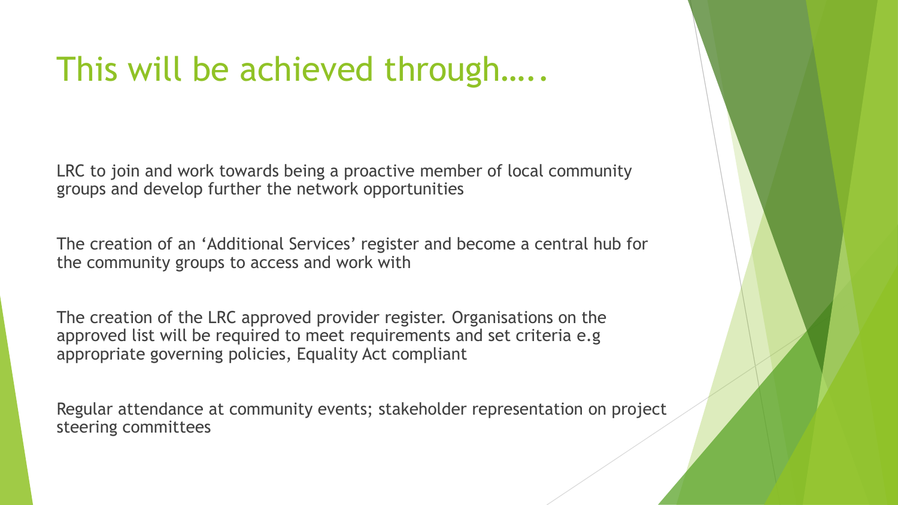# This will be achieved through…..

LRC to join and work towards being a proactive member of local community groups and develop further the network opportunities

The creation of an 'Additional Services' register and become a central hub for the community groups to access and work with

The creation of the LRC approved provider register. Organisations on the approved list will be required to meet requirements and set criteria e.g appropriate governing policies, Equality Act compliant

Regular attendance at community events; stakeholder representation on project steering committees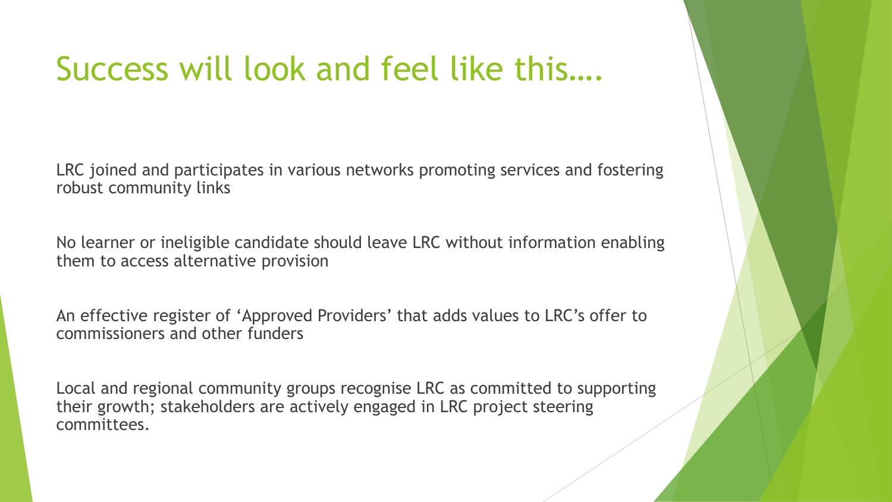# Success will look and feel like this….

LRC joined and participates in various networks promoting services and fostering robust community links

No learner or ineligible candidate should leave LRC without information enabling them to access alternative provision

An effective register of 'Approved Providers' that adds values to LRC's offer to commissioners and other funders

Local and regional community groups recognise LRC as committed to supporting their growth; stakeholders are actively engaged in LRC project steering committees.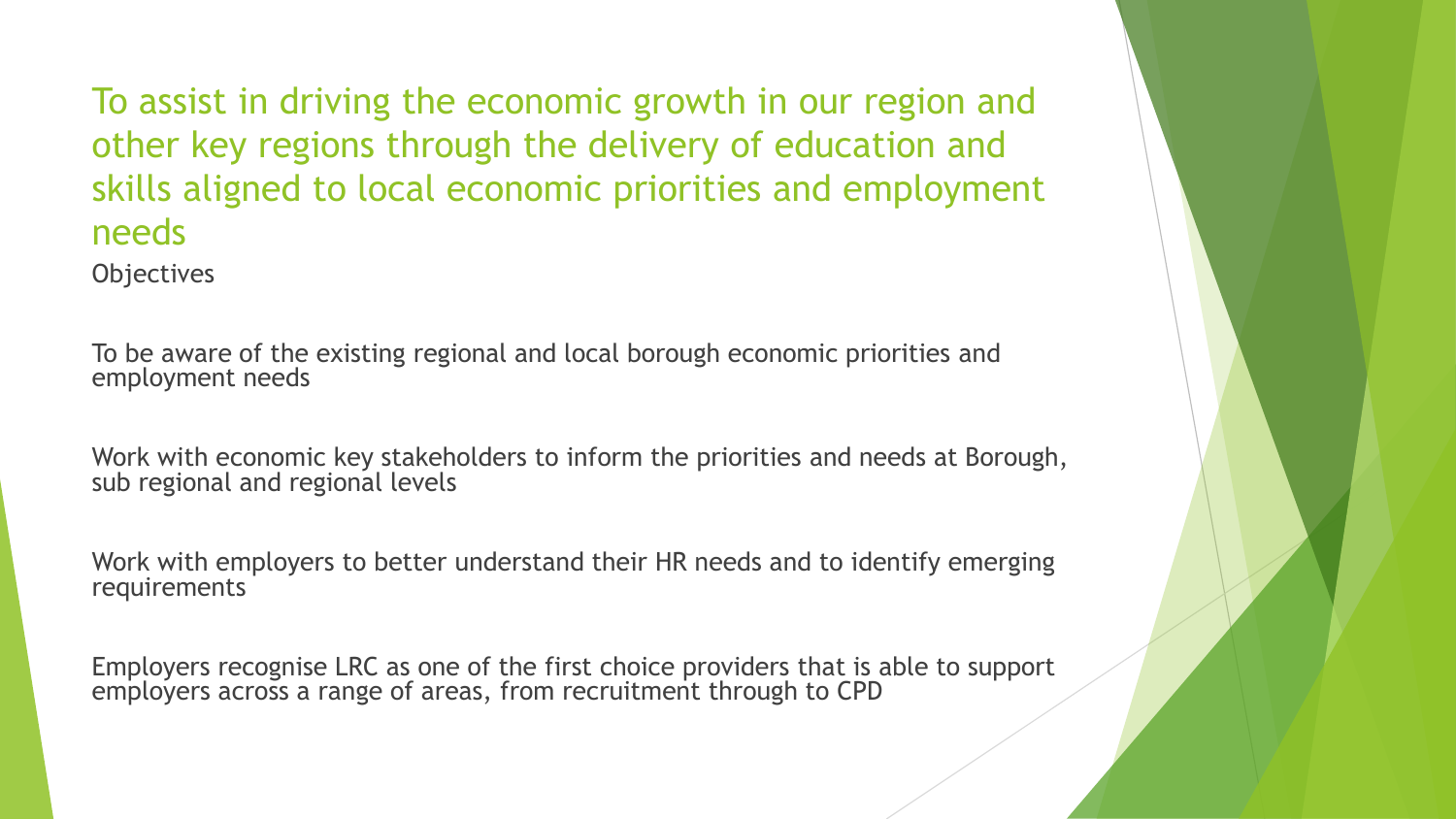## To assist in driving the economic growth in our region and other key regions through the delivery of education and skills aligned to local economic priorities and employment needs

Objectives

To be aware of the existing regional and local borough economic priorities and employment needs

Work with economic key stakeholders to inform the priorities and needs at Borough, sub regional and regional levels

Work with employers to better understand their HR needs and to identify emerging requirements

Employers recognise LRC as one of the first choice providers that is able to support employers across a range of areas, from recruitment through to CPD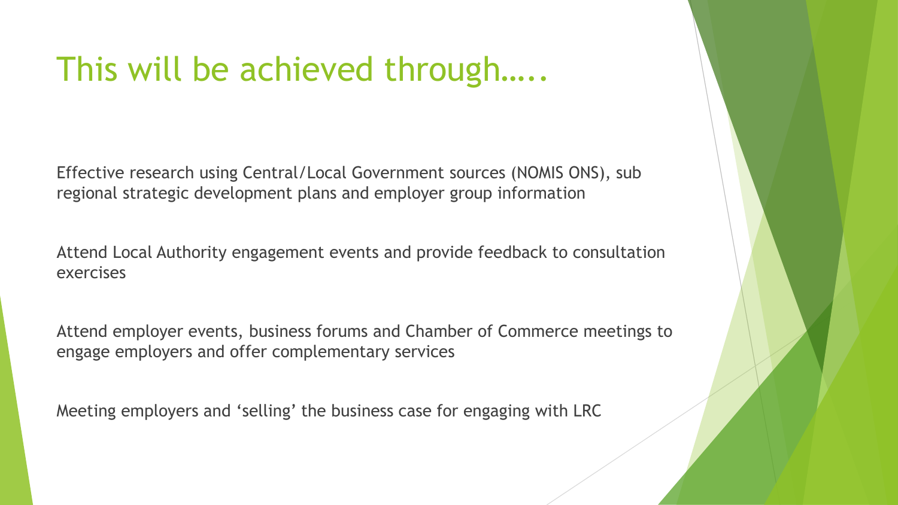# This will be achieved through…..

Effective research using Central/Local Government sources (NOMIS ONS), sub regional strategic development plans and employer group information

Attend Local Authority engagement events and provide feedback to consultation exercises

Attend employer events, business forums and Chamber of Commerce meetings to engage employers and offer complementary services

Meeting employers and 'selling' the business case for engaging with LRC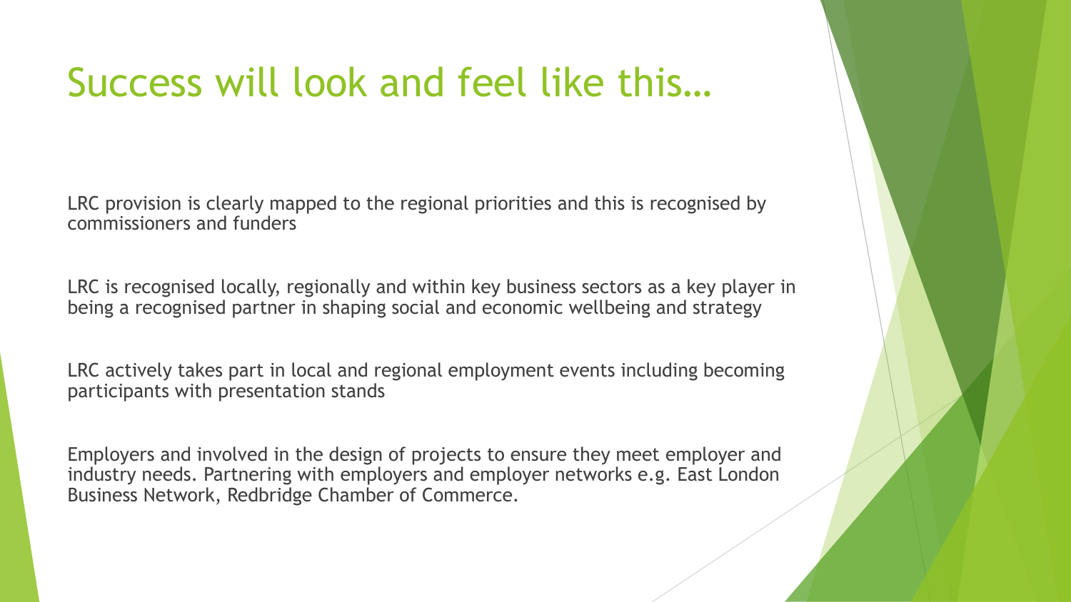# Success will look and feel like this…

LRC provision is clearly mapped to the regional priorities and this is recognised by commissioners and funders

LRC is recognised locally, regionally and within key business sectors as a key player in being a recognised partner in shaping social and economic wellbeing and strategy

LRC actively takes part in local and regional employment events including becoming participants with presentation stands

Employers and involved in the design of projects to ensure they meet employer and industry needs. Partnering with employers and employer networks e.g. East London Business Network, Redbridge Chamber of Commerce.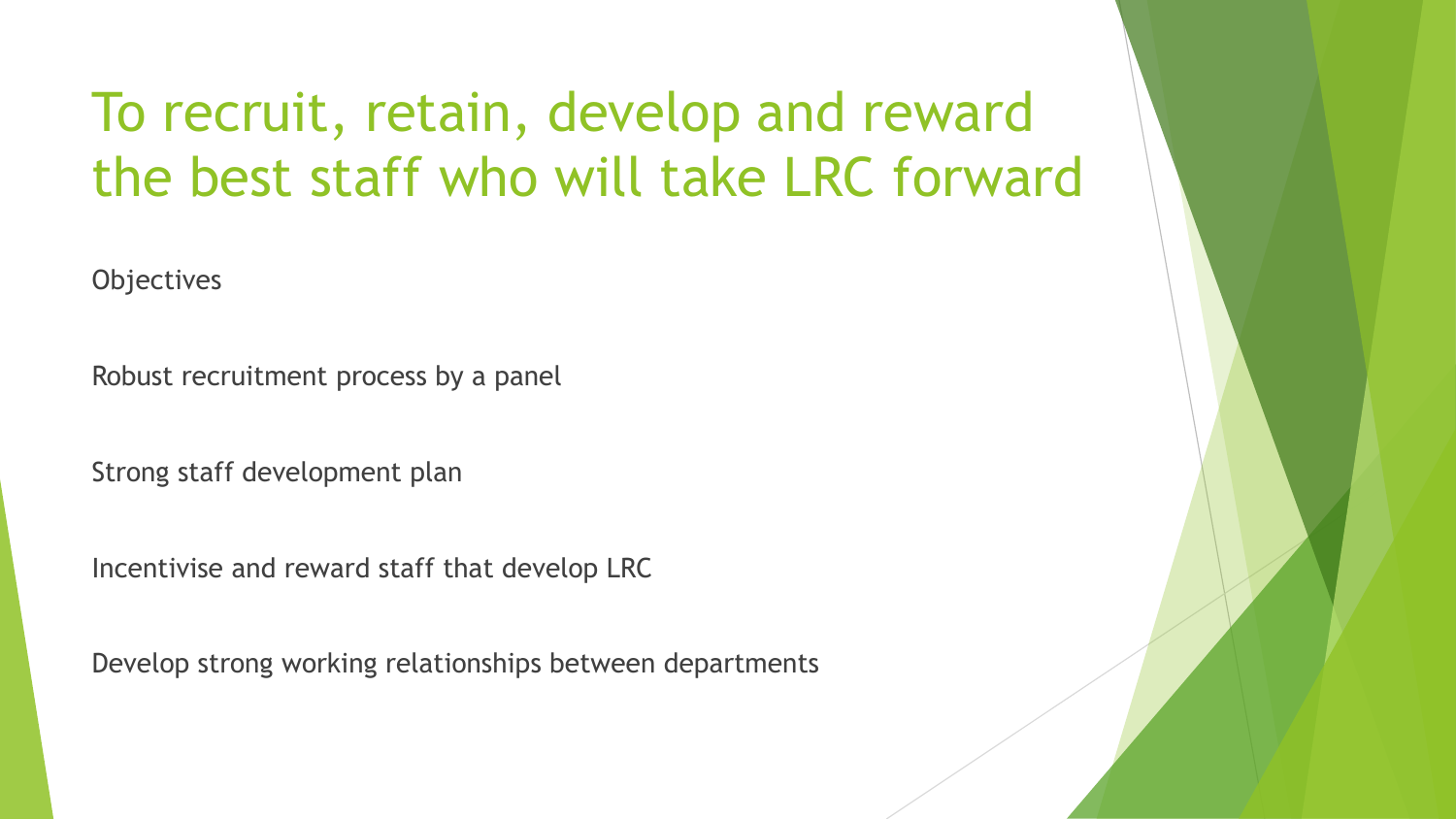# To recruit, retain, develop and reward the best staff who will take LRC forward

Objectives

Robust recruitment process by a panel

Strong staff development plan

Incentivise and reward staff that develop LRC

Develop strong working relationships between departments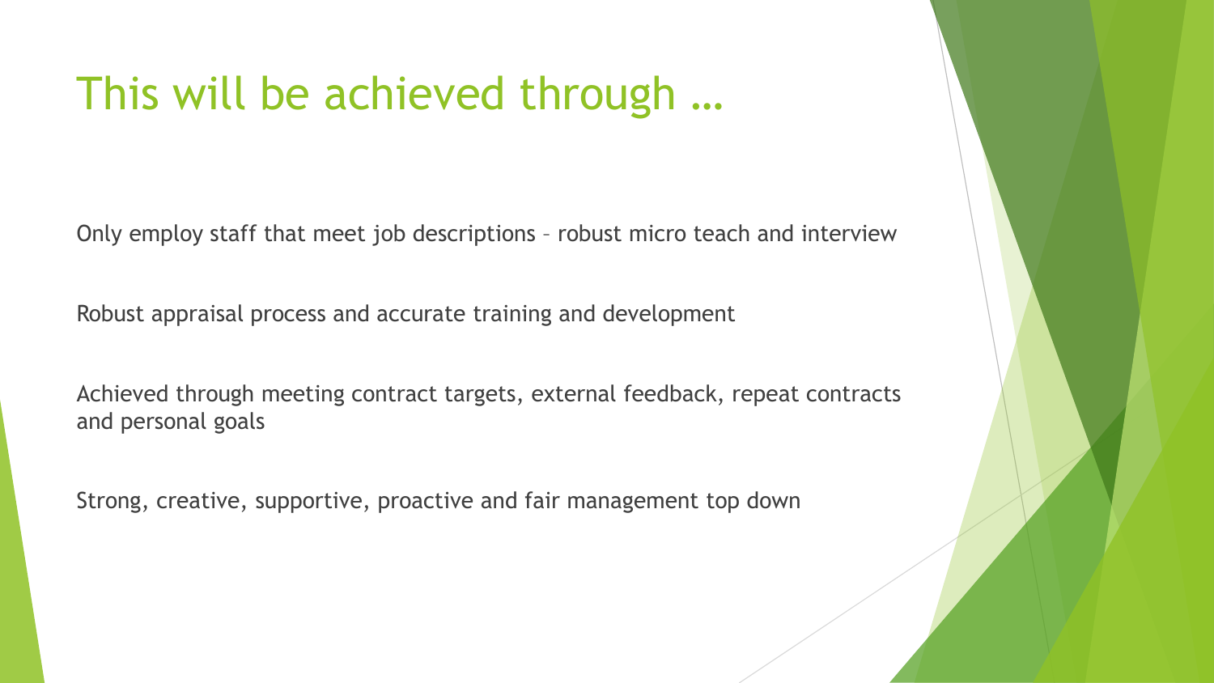# This will be achieved through …

Only employ staff that meet job descriptions – robust micro teach and interview

Robust appraisal process and accurate training and development

Achieved through meeting contract targets, external feedback, repeat contracts and personal goals

Strong, creative, supportive, proactive and fair management top down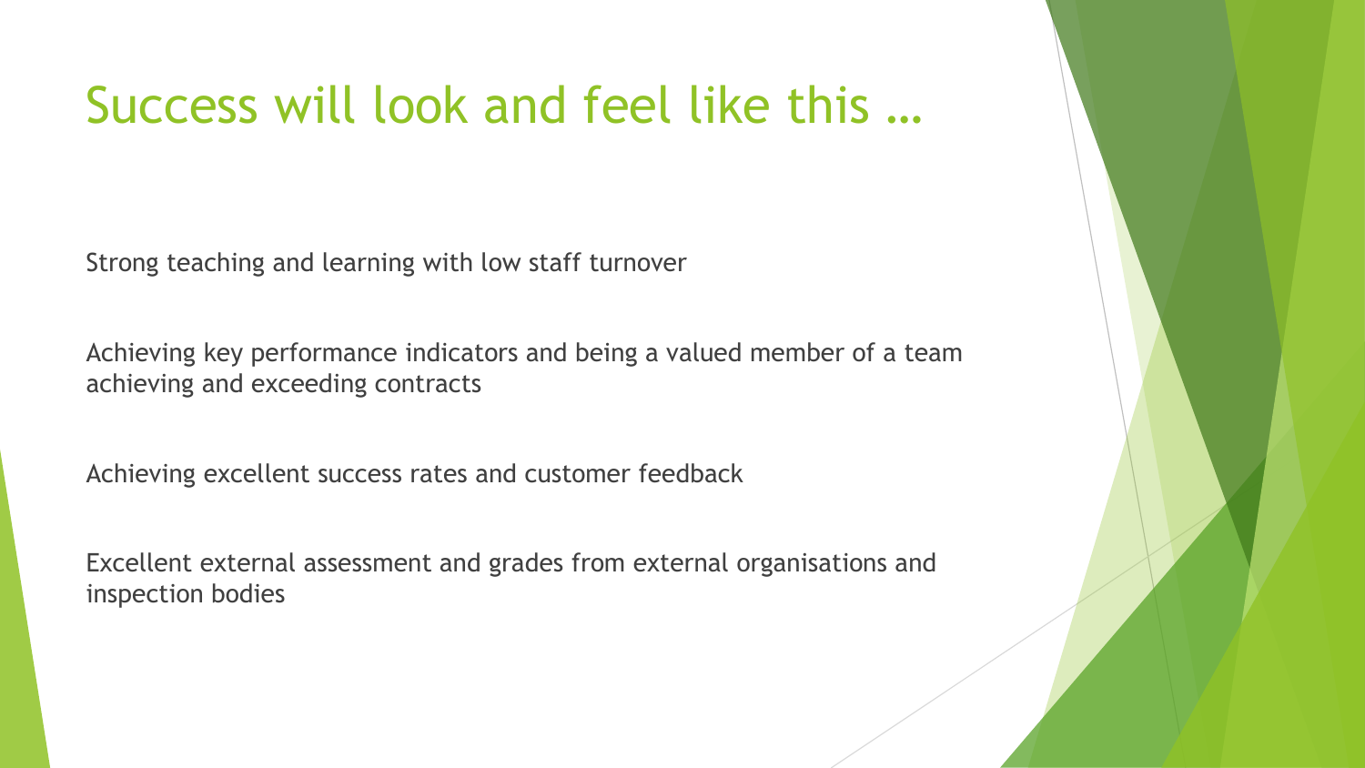# Success will look and feel like this …

Strong teaching and learning with low staff turnover

Achieving key performance indicators and being a valued member of a team achieving and exceeding contracts

Achieving excellent success rates and customer feedback

Excellent external assessment and grades from external organisations and inspection bodies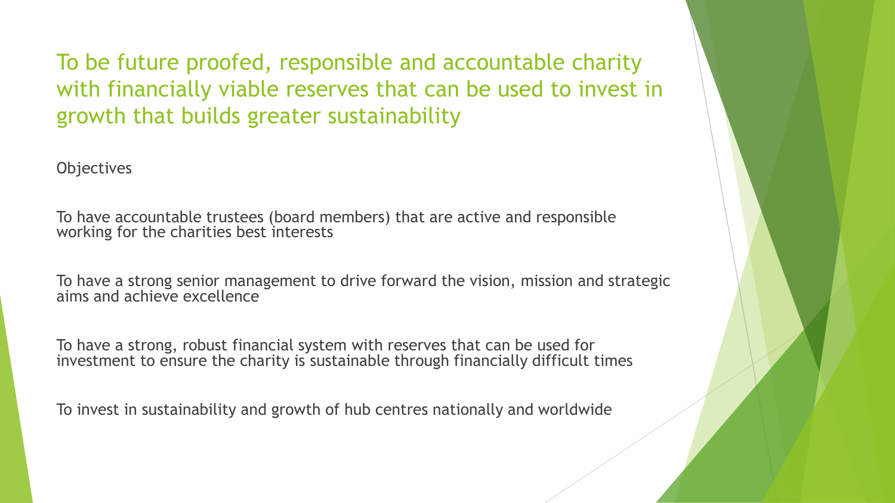# To be future proofed, responsible and accountable charity with financially viable reserves that can be used to invest in growth that builds greater sustainability

Objectives

To have accountable trustees (board members) that are active and responsible working for the charities best interests

To have a strong senior management to drive forward the vision, mission and strategic aims and achieve excellence

To have a strong, robust financial system with reserves that can be used for investment to ensure the charity is sustainable through financially difficult times

To invest in sustainability and growth of hub centres nationally and worldwide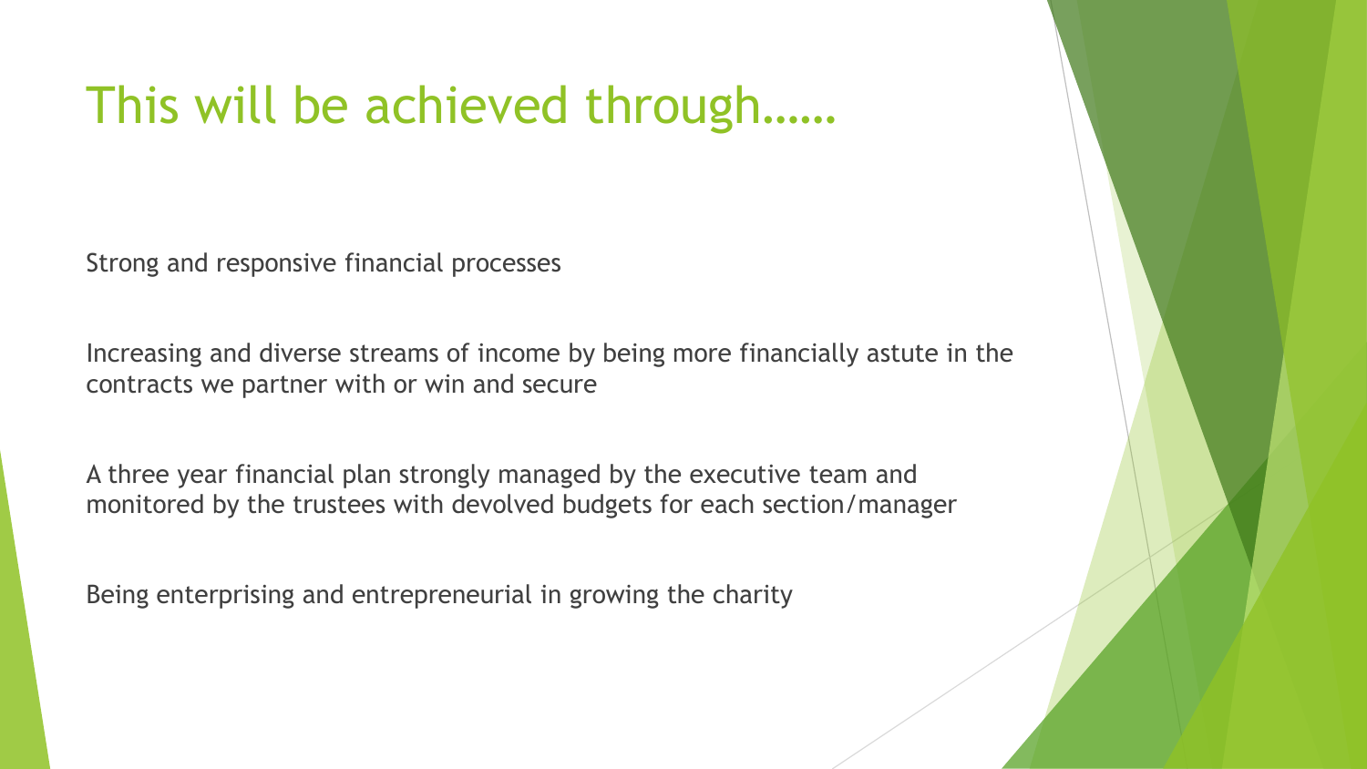# This will be achieved through……

Strong and responsive financial processes

Increasing and diverse streams of income by being more financially astute in the contracts we partner with or win and secure

A three year financial plan strongly managed by the executive team and monitored by the trustees with devolved budgets for each section/manager

Being enterprising and entrepreneurial in growing the charity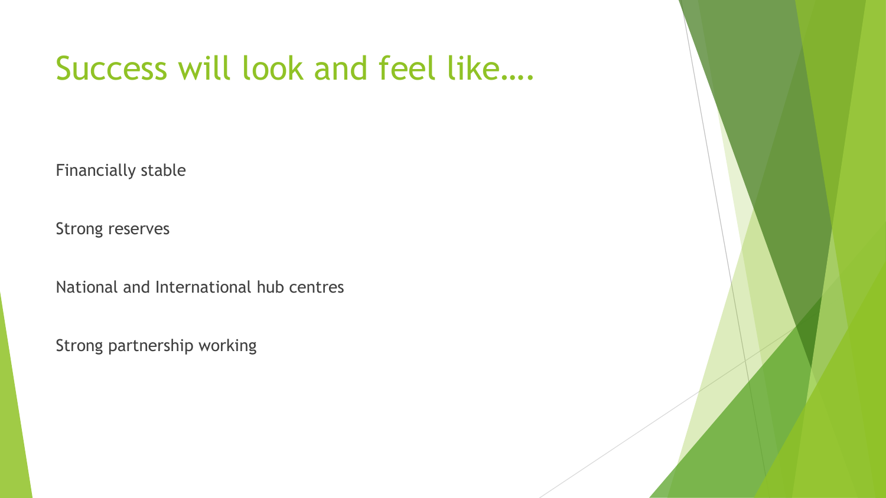# Success will look and feel like….

Financially stable

Strong reserves

National and International hub centres

Strong partnership working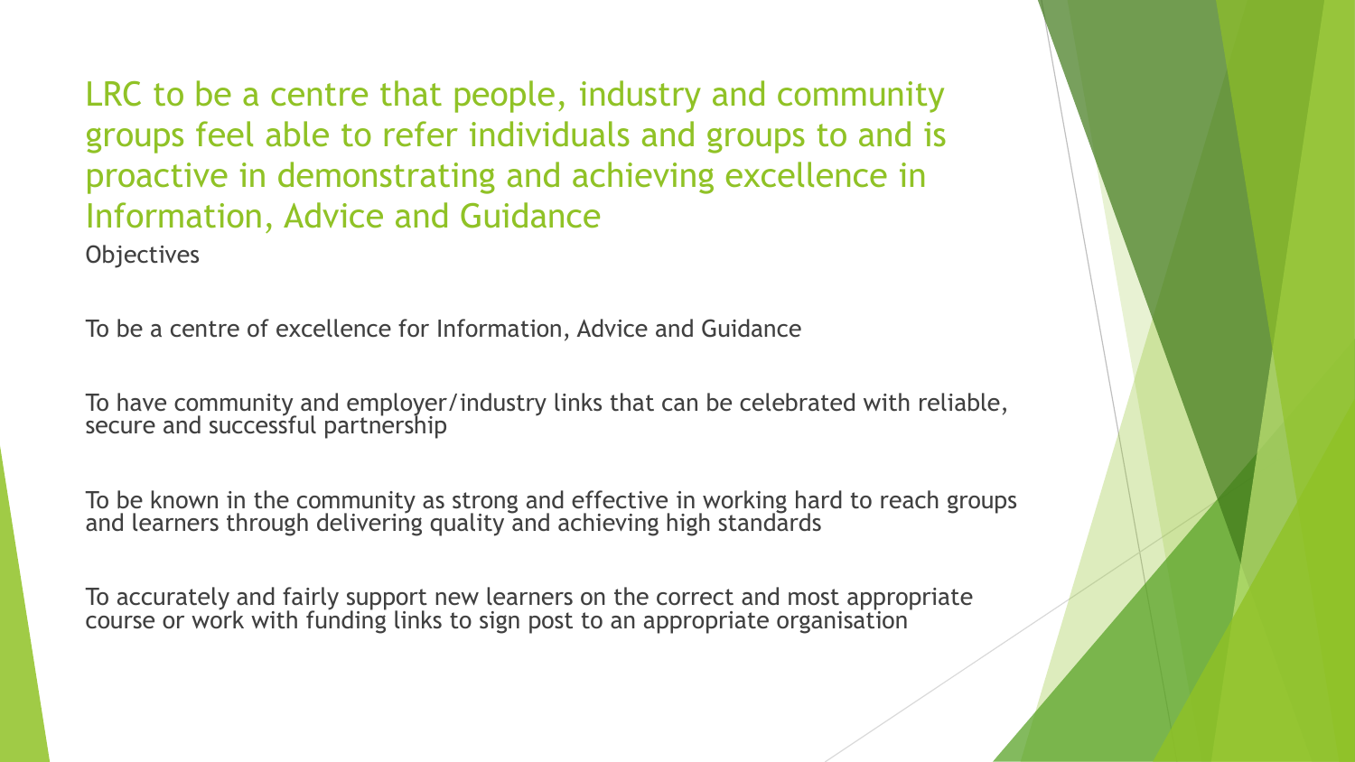## LRC to be a centre that people, industry and community groups feel able to refer individuals and groups to and is proactive in demonstrating and achieving excellence in Information, Advice and Guidance

Objectives

To be a centre of excellence for Information, Advice and Guidance

To have community and employer/industry links that can be celebrated with reliable, secure and successful partnership

To be known in the community as strong and effective in working hard to reach groups and learners through delivering quality and achieving high standards

To accurately and fairly support new learners on the correct and most appropriate course or work with funding links to sign post to an appropriate organisation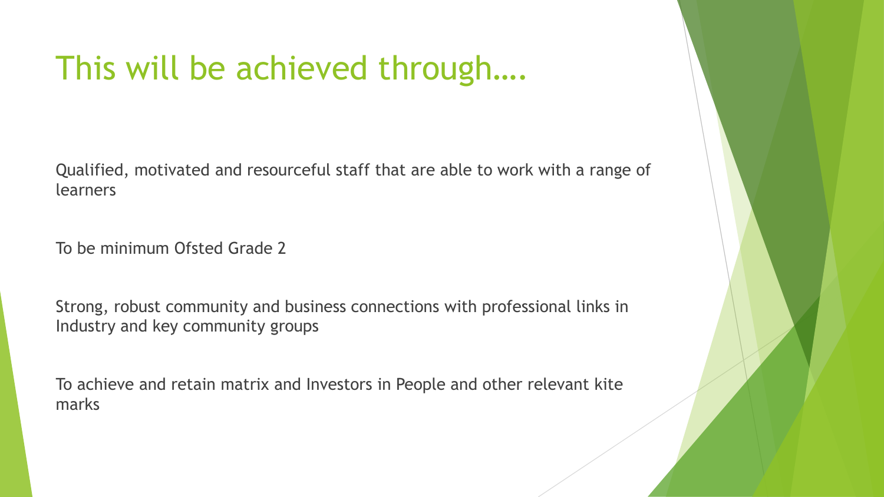# This will be achieved through….

Qualified, motivated and resourceful staff that are able to work with a range of learners

To be minimum Ofsted Grade 2

Strong, robust community and business connections with professional links in Industry and key community groups

To achieve and retain matrix and Investors in People and other relevant kite marks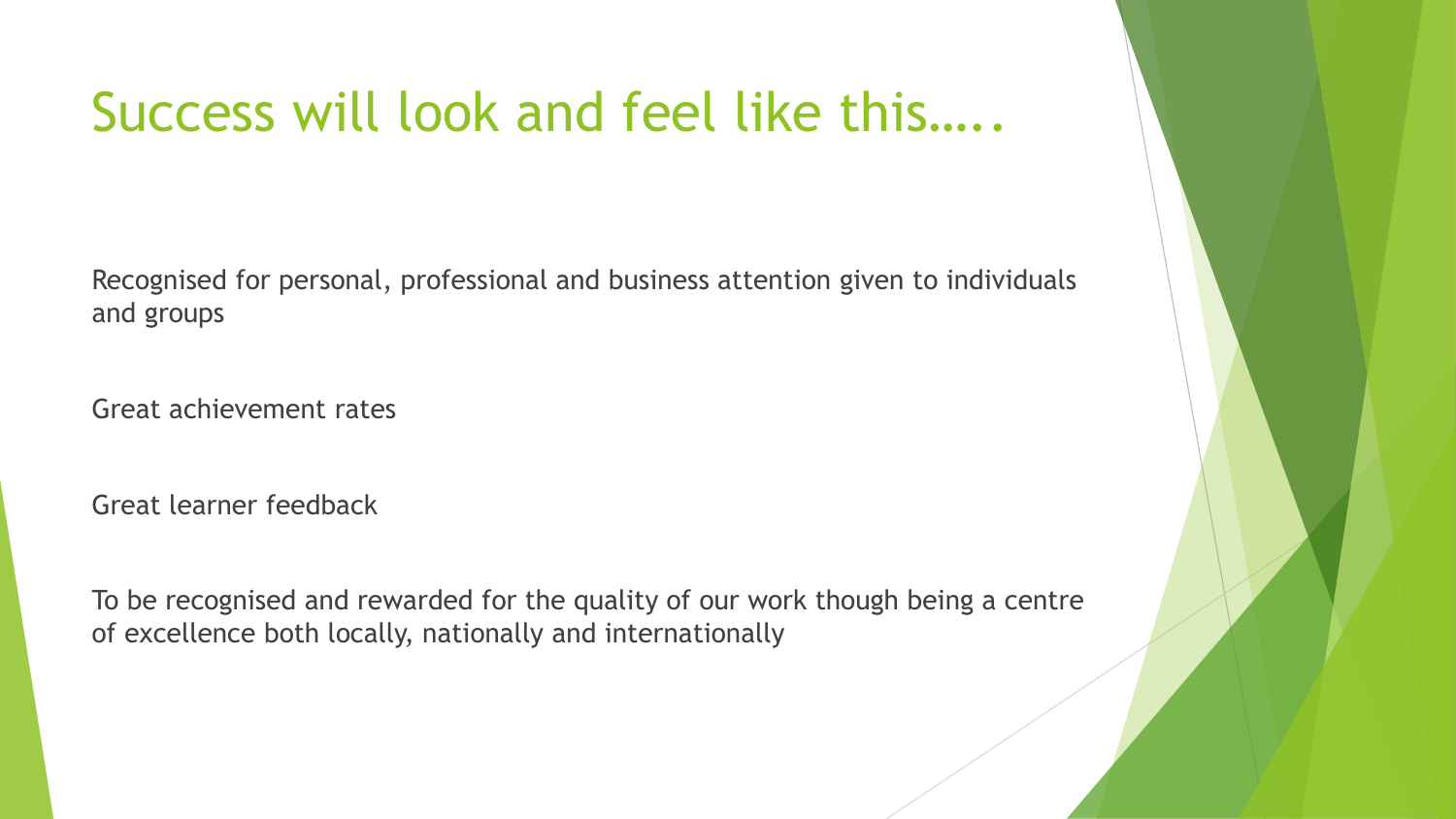# Success will look and feel like this…..

Recognised for personal, professional and business attention given to individuals and groups

Great achievement rates

Great learner feedback

To be recognised and rewarded for the quality of our work though being a centre of excellence both locally, nationally and internationally